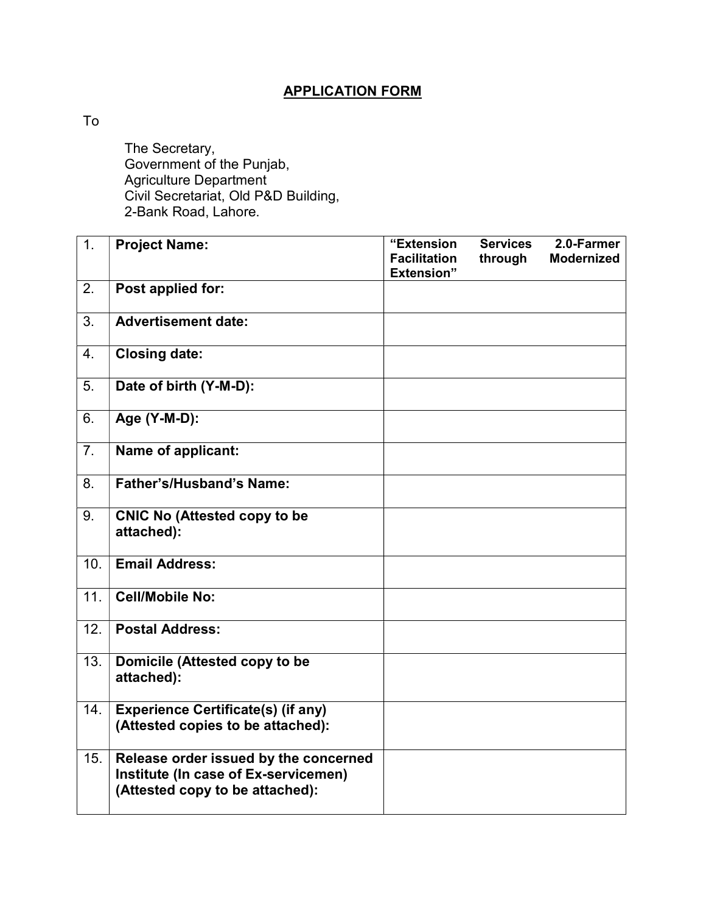## APPLICATION FORM

To

The Secretary,
Government of the Punjab,
Agriculture Department
Civil Secretariat, Old P&D Building,
2-Bank Road, Lahore.

| | | |
|---|---|---|
| 1. | **Project Name:** | **"Extension Services 2.0-Farmer Facilitation through Modernized Extension"** |
| 2. | **Post applied for:** | |
| 3. | **Advertisement date:** | |
| 4. | **Closing date:** | |
| 5. | **Date of birth (Y-M-D):** | |
| 6. | **Age (Y-M-D):** | |
| 7. | **Name of applicant:** | |
| 8. | **Father's/Husband's Name:** | |
| 9. | **CNIC No (Attested copy to be attached):** | |
| 10. | **Email Address:** | |
| 11. | **Cell/Mobile No:** | |
| 12. | **Postal Address:** | |
| 13. | **Domicile (Attested copy to be attached):** | |
| 14. | **Experience Certificate(s) (if any) (Attested copies to be attached):** | |
| 15. | **Release order issued by the concerned Institute (In case of Ex-servicemen) (Attested copy to be attached):** | |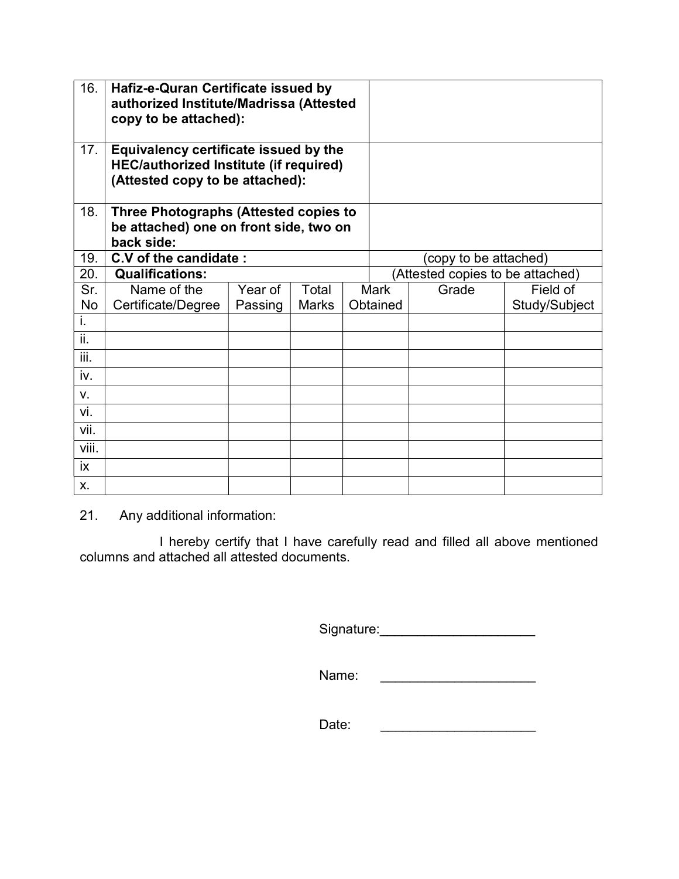| | | |
|---|---|---|
| 16. | **Hafiz-e-Quran Certificate issued by authorized Institute/Madrissa (Attested copy to be attached):** | |
| 17. | **Equivalency certificate issued by the HEC/authorized Institute (if required) (Attested copy to be attached):** | |
| 18. | **Three Photographs (Attested copies to be attached) one on front side, two on back side:** | |
| 19. | **C.V of the candidate :** | (copy to be attached) |
| 20. | **Qualifications:** | (Attested copies to be attached) |

| Sr. No | Name of the Certificate/Degree | Year of Passing | Total Marks | Mark Obtained | Grade | Field of Study/Subject |
|---|---|---|---|---|---|---|
| i. | | | | | | |
| ii. | | | | | | |
| iii. | | | | | | |
| iv. | | | | | | |
| v. | | | | | | |
| vi. | | | | | | |
| vii. | | | | | | |
| viii. | | | | | | |
| ix | | | | | | |
| x. | | | | | | |

21. Any additional information:

I hereby certify that I have carefully read and filled all above mentioned columns and attached all attested documents.

Signature:_____________________

Name: _____________________

Date: _____________________